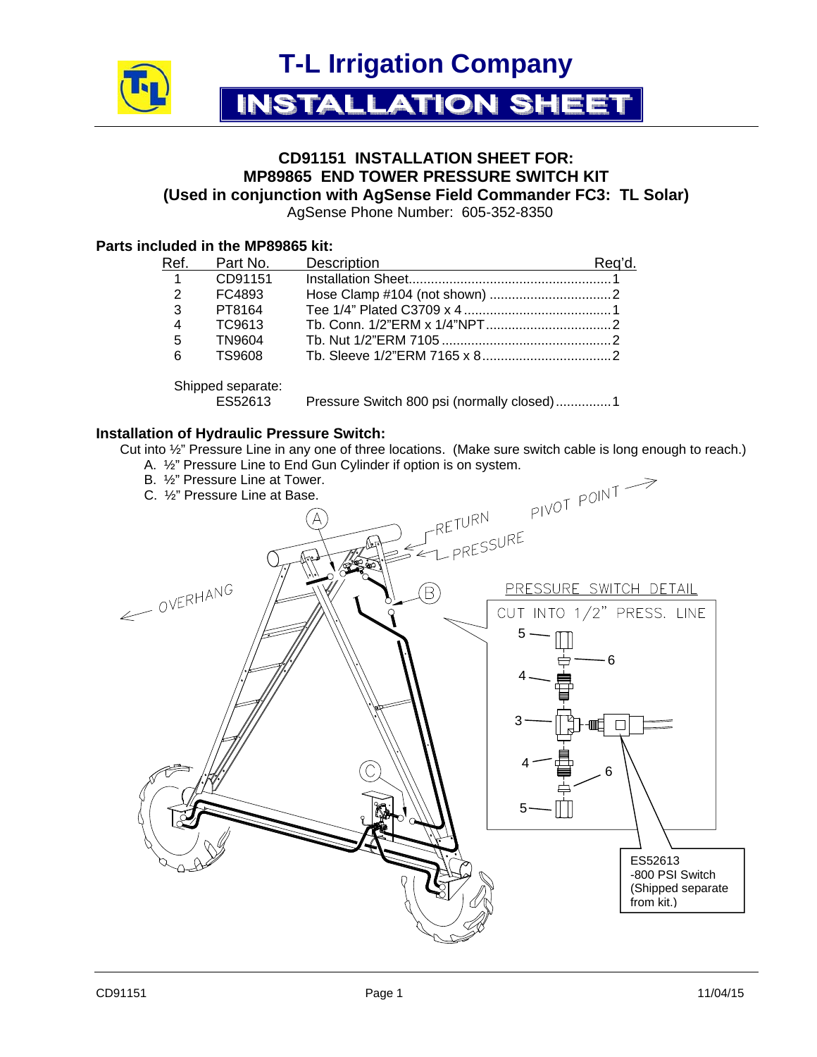# T-L Irrigation Company

## INSTALLATION SHEET

### CD91151 INSTALLATION SHEET FOR:
### MP89865 END TOWER PRESSURE SWITCH KIT
### (Used in conjunction with AgSense Field Commander FC3: TL Solar)

AgSense Phone Number: 605-352-8350

**Parts included in the MP89865 kit:**

| Ref. | Part No. | Description | Req'd. |
|---|---|---|---|
| 1 | CD91151 | Installation Sheet | 1 |
| 2 | FC4893 | Hose Clamp #104 (not shown) | 2 |
| 3 | PT8164 | Tee 1/4" Plated C3709 x 4 | 1 |
| 4 | TC9613 | Tb. Conn. 1/2"ERM x 1/4"NPT | 2 |
| 5 | TN9604 | Tb. Nut 1/2"ERM 7105 | 2 |
| 6 | TS9608 | Tb. Sleeve 1/2"ERM 7165 x 8 | 2 |
| Shipped separate: | | | |
| | ES52613 | Pressure Switch 800 psi (normally closed) | 1 |

**Installation of Hydraulic Pressure Switch:**

Cut into ½" Pressure Line in any one of three locations. (Make sure switch cable is long enough to reach.)

A. ½" Pressure Line to End Gun Cylinder if option is on system.
B. ½" Pressure Line at Tower.
C. ½" Pressure Line at Base.

PIVOT POINT →
RETURN
PRESSURE
← OVERHANG

PRESSURE SWITCH DETAIL

CUT INTO 1/2" PRESS. LINE

ES52613
-800 PSI Switch
(Shipped separate from kit.)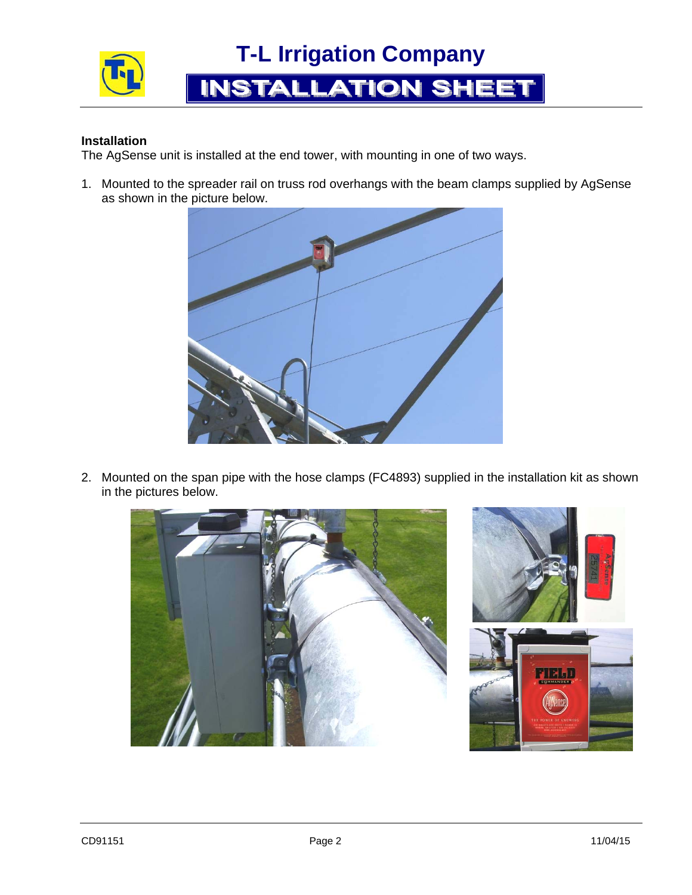**Installation**

The AgSense unit is installed at the end tower, with mounting in one of two ways.

1. Mounted to the spreader rail on truss rod overhangs with the beam clamps supplied by AgSense as shown in the picture below.

2. Mounted on the span pipe with the hose clamps (FC4893) supplied in the installation kit as shown in the pictures below.